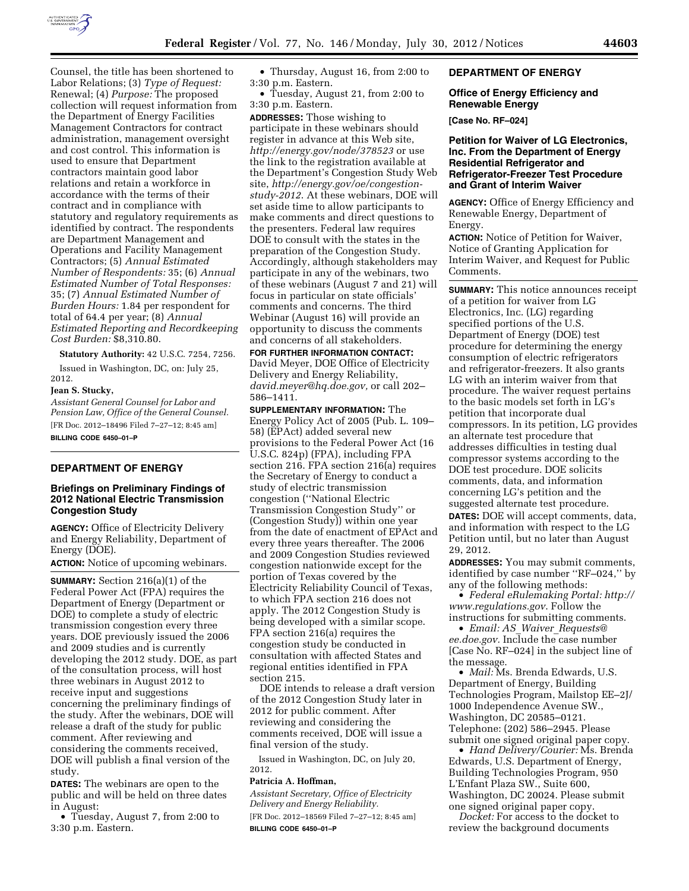Counsel, the title has been shortened to Labor Relations; (3) *Type of Request:* Renewal; (4) *Purpose:* The proposed collection will request information from the Department of Energy Facilities Management Contractors for contract administration, management oversight and cost control. This information is used to ensure that Department contractors maintain good labor relations and retain a workforce in accordance with the terms of their contract and in compliance with statutory and regulatory requirements as identified by contract. The respondents are Department Management and Operations and Facility Management Contractors; (5) *Annual Estimated Number of Respondents:* 35; (6) *Annual Estimated Number of Total Responses:* 35; (7) *Annual Estimated Number of Burden Hours:* 1.84 per respondent for total of 64.4 per year; (8) *Annual Estimated Reporting and Recordkeeping Cost Burden:* $8,310.80.

**Statutory Authority:** 42 U.S.C. 7254, 7256.

Issued in Washington, DC, on: July 25, 2012.

**Jean S. Stucky,**

*Assistant General Counsel for Labor and Pension Law, Office of the General Counsel.*

[FR Doc. 2012–18496 Filed 7–27–12; 8:45 am]

**BILLING CODE 6450–01–P**

## DEPARTMENT OF ENERGY

### Briefings on Preliminary Findings of 2012 National Electric Transmission Congestion Study

**AGENCY:** Office of Electricity Delivery and Energy Reliability, Department of Energy (DOE).

**ACTION:** Notice of upcoming webinars.

**SUMMARY:** Section 216(a)(1) of the Federal Power Act (FPA) requires the Department of Energy (Department or DOE) to complete a study of electric transmission congestion every three years. DOE previously issued the 2006 and 2009 studies and is currently developing the 2012 study. DOE, as part of the consultation process, will host three webinars in August 2012 to receive input and suggestions concerning the preliminary findings of the study. After the webinars, DOE will release a draft of the study for public comment. After reviewing and considering the comments received, DOE will publish a final version of the study.

**DATES:** The webinars are open to the public and will be held on three dates in August:

- Tuesday, August 7, from 2:00 to 3:30 p.m. Eastern.
- Thursday, August 16, from 2:00 to 3:30 p.m. Eastern.
- Tuesday, August 21, from 2:00 to 3:30 p.m. Eastern.

**ADDRESSES:** Those wishing to participate in these webinars should register in advance at this Web site, *http://energy.gov/node/378523* or use the link to the registration available at the Department's Congestion Study Web site, *http://energy.gov/oe/congestion-study-2012*. At these webinars, DOE will set aside time to allow participants to make comments and direct questions to the presenters. Federal law requires DOE to consult with the states in the preparation of the Congestion Study. Accordingly, although stakeholders may participate in any of the webinars, two of these webinars (August 7 and 21) will focus in particular on state officials' comments and concerns. The third Webinar (August 16) will provide an opportunity to discuss the comments and concerns of all stakeholders.

**FOR FURTHER INFORMATION CONTACT:** David Meyer, DOE Office of Electricity Delivery and Energy Reliability, *david.meyer@hq.doe.gov*, or call 202–586–1411.

**SUPPLEMENTARY INFORMATION:** The Energy Policy Act of 2005 (Pub. L. 109–58) (EPAct) added several new provisions to the Federal Power Act (16 U.S.C. 824p) (FPA), including FPA section 216. FPA section 216(a) requires the Secretary of Energy to conduct a study of electric transmission congestion (''National Electric Transmission Congestion Study'' or (Congestion Study)) within one year from the date of enactment of EPAct and every three years thereafter. The 2006 and 2009 Congestion Studies reviewed congestion nationwide except for the portion of Texas covered by the Electricity Reliability Council of Texas, to which FPA section 216 does not apply. The 2012 Congestion Study is being developed with a similar scope. FPA section 216(a) requires the congestion study be conducted in consultation with affected States and regional entities identified in FPA section 215.

DOE intends to release a draft version of the 2012 Congestion Study later in 2012 for public comment. After reviewing and considering the comments received, DOE will issue a final version of the study.

Issued in Washington, DC, on July 20, 2012.

**Patricia A. Hoffman,**

*Assistant Secretary, Office of Electricity Delivery and Energy Reliability.*

[FR Doc. 2012–18569 Filed 7–27–12; 8:45 am]

**BILLING CODE 6450–01–P**

## DEPARTMENT OF ENERGY

### Office of Energy Efficiency and Renewable Energy

**[Case No. RF–024]**

### Petition for Waiver of LG Electronics, Inc. From the Department of Energy Residential Refrigerator and Refrigerator-Freezer Test Procedure and Grant of Interim Waiver

**AGENCY:** Office of Energy Efficiency and Renewable Energy, Department of Energy.

**ACTION:** Notice of Petition for Waiver, Notice of Granting Application for Interim Waiver, and Request for Public Comments.

**SUMMARY:** This notice announces receipt of a petition for waiver from LG Electronics, Inc. (LG) regarding specified portions of the U.S. Department of Energy (DOE) test procedure for determining the energy consumption of electric refrigerators and refrigerator-freezers. It also grants LG with an interim waiver from that procedure. The waiver request pertains to the basic models set forth in LG's petition that incorporate dual compressors. In its petition, LG provides an alternate test procedure that addresses difficulties in testing dual compressor systems according to the DOE test procedure. DOE solicits comments, data, and information concerning LG's petition and the suggested alternate test procedure.

**DATES:** DOE will accept comments, data, and information with respect to the LG Petition until, but no later than August 29, 2012.

**ADDRESSES:** You may submit comments, identified by case number ''RF–024,'' by any of the following methods:

- *Federal eRulemaking Portal: http://www.regulations.gov*. Follow the instructions for submitting comments.
- *Email: AS_Waiver_Requests@ee.doe.gov*. Include the case number [Case No. RF–024] in the subject line of the message.
- *Mail:* Ms. Brenda Edwards, U.S. Department of Energy, Building Technologies Program, Mailstop EE–2J/1000 Independence Avenue SW., Washington, DC 20585–0121. Telephone: (202) 586–2945. Please submit one signed original paper copy.
- *Hand Delivery/Courier:* Ms. Brenda Edwards, U.S. Department of Energy, Building Technologies Program, 950 L'Enfant Plaza SW., Suite 600, Washington, DC 20024. Please submit one signed original paper copy.

*Docket:* For access to the docket to review the background documents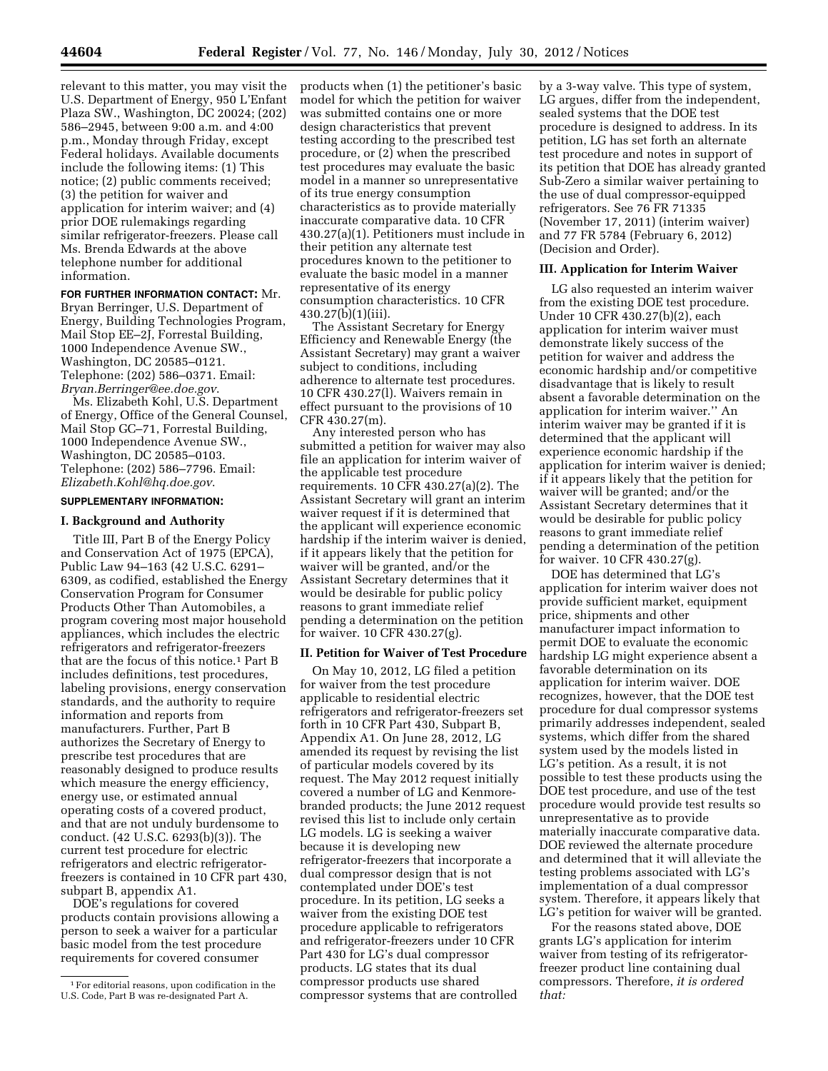relevant to this matter, you may visit the U.S. Department of Energy, 950 L'Enfant Plaza SW., Washington, DC 20024; (202) 586–2945, between 9:00 a.m. and 4:00 p.m., Monday through Friday, except Federal holidays. Available documents include the following items: (1) This notice; (2) public comments received; (3) the petition for waiver and application for interim waiver; and (4) prior DOE rulemakings regarding similar refrigerator-freezers. Please call Ms. Brenda Edwards at the above telephone number for additional information.

**FOR FURTHER INFORMATION CONTACT:** Mr. Bryan Berringer, U.S. Department of Energy, Building Technologies Program, Mail Stop EE–2J, Forrestal Building, 1000 Independence Avenue SW., Washington, DC 20585–0121. Telephone: (202) 586–0371. Email: *Bryan.Berringer@ee.doe.gov*.

Ms. Elizabeth Kohl, U.S. Department of Energy, Office of the General Counsel, Mail Stop GC–71, Forrestal Building, 1000 Independence Avenue SW., Washington, DC 20585–0103. Telephone: (202) 586–7796. Email: *Elizabeth.Kohl@hq.doe.gov*.

**SUPPLEMENTARY INFORMATION:**

## I. Background and Authority

Title III, Part B of the Energy Policy and Conservation Act of 1975 (EPCA), Public Law 94–163 (42 U.S.C. 6291–6309, as codified, established the Energy Conservation Program for Consumer Products Other Than Automobiles, a program covering most major household appliances, which includes the electric refrigerators and refrigerator-freezers that are the focus of this notice.[1] Part B includes definitions, test procedures, labeling provisions, energy conservation standards, and the authority to require information and reports from manufacturers. Further, Part B authorizes the Secretary of Energy to prescribe test procedures that are reasonably designed to produce results which measure the energy efficiency, energy use, or estimated annual operating costs of a covered product, and that are not unduly burdensome to conduct. (42 U.S.C. 6293(b)(3)). The current test procedure for electric refrigerators and electric refrigerator-freezers is contained in 10 CFR part 430, subpart B, appendix A1.

DOE's regulations for covered products contain provisions allowing a person to seek a waiver for a particular basic model from the test procedure requirements for covered consumer products when (1) the petitioner's basic model for which the petition for waiver was submitted contains one or more design characteristics that prevent testing according to the prescribed test procedure, or (2) when the prescribed test procedures may evaluate the basic model in a manner so unrepresentative of its true energy consumption characteristics as to provide materially inaccurate comparative data. 10 CFR 430.27(a)(1). Petitioners must include in their petition any alternate test procedures known to the petitioner to evaluate the basic model in a manner representative of its energy consumption characteristics. 10 CFR 430.27(b)(1)(iii).

The Assistant Secretary for Energy Efficiency and Renewable Energy (the Assistant Secretary) may grant a waiver subject to conditions, including adherence to alternate test procedures. 10 CFR 430.27(l). Waivers remain in effect pursuant to the provisions of 10 CFR 430.27(m).

Any interested person who has submitted a petition for waiver may also file an application for interim waiver of the applicable test procedure requirements. 10 CFR 430.27(a)(2). The Assistant Secretary will grant an interim waiver request if it is determined that the applicant will experience economic hardship if the interim waiver is denied, if it appears likely that the petition for waiver will be granted, and/or the Assistant Secretary determines that it would be desirable for public policy reasons to grant immediate relief pending a determination on the petition for waiver. 10 CFR 430.27(g).

## II. Petition for Waiver of Test Procedure

On May 10, 2012, LG filed a petition for waiver from the test procedure applicable to residential electric refrigerators and refrigerator-freezers set forth in 10 CFR Part 430, Subpart B, Appendix A1. On June 28, 2012, LG amended its request by revising the list of particular models covered by its request. The May 2012 request initially covered a number of LG and Kenmore-branded products; the June 2012 request revised this list to include only certain LG models. LG is seeking a waiver because it is developing new refrigerator-freezers that incorporate a dual compressor design that is not contemplated under DOE's test procedure. In its petition, LG seeks a waiver from the existing DOE test procedure applicable to refrigerators and refrigerator-freezers under 10 CFR Part 430 for LG's dual compressor products. LG states that its dual compressor products use shared compressor systems that are controlled by a 3-way valve. This type of system, LG argues, differ from the independent, sealed systems that the DOE test procedure is designed to address. In its petition, LG has set forth an alternate test procedure and notes in support of its petition that DOE has already granted Sub-Zero a similar waiver pertaining to the use of dual compressor-equipped refrigerators. See 76 FR 71335 (November 17, 2011) (interim waiver) and 77 FR 5784 (February 6, 2012) (Decision and Order).

## III. Application for Interim Waiver

LG also requested an interim waiver from the existing DOE test procedure. Under 10 CFR 430.27(b)(2), each application for interim waiver must demonstrate likely success of the petition for waiver and address the economic hardship and/or competitive disadvantage that is likely to result absent a favorable determination on the application for interim waiver.'' An interim waiver may be granted if it is determined that the applicant will experience economic hardship if the application for interim waiver is denied; if it appears likely that the petition for waiver will be granted; and/or the Assistant Secretary determines that it would be desirable for public policy reasons to grant immediate relief pending a determination of the petition for waiver. 10 CFR 430.27(g).

DOE has determined that LG's application for interim waiver does not provide sufficient market, equipment price, shipments and other manufacturer impact information to permit DOE to evaluate the economic hardship LG might experience absent a favorable determination on its application for interim waiver. DOE recognizes, however, that the DOE test procedure for dual compressor systems primarily addresses independent, sealed systems, which differ from the shared system used by the models listed in LG's petition. As a result, it is not possible to test these products using the DOE test procedure, and use of the test procedure would provide test results so unrepresentative as to provide materially inaccurate comparative data. DOE reviewed the alternate procedure and determined that it will alleviate the testing problems associated with LG's implementation of a dual compressor system. Therefore, it appears likely that LG's petition for waiver will be granted.

For the reasons stated above, DOE grants LG's application for interim waiver from testing of its refrigerator-freezer product line containing dual compressors. Therefore, *it is ordered that:*

[1] For editorial reasons, upon codification in the U.S. Code, Part B was re-designated Part A.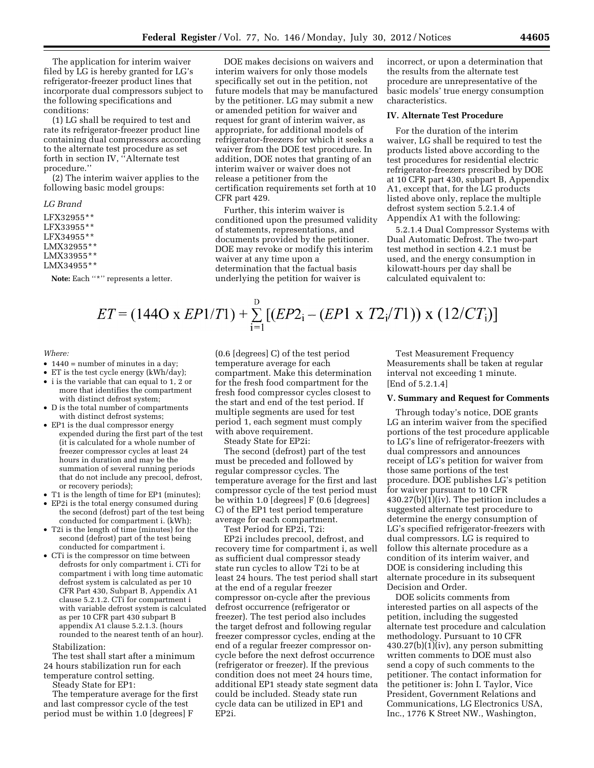The application for interim waiver filed by LG is hereby granted for LG's refrigerator-freezer product lines that incorporate dual compressors subject to the following specifications and conditions:

(1) LG shall be required to test and rate its refrigerator-freezer product line containing dual compressors according to the alternate test procedure as set forth in section IV, "Alternate test procedure."

(2) The interim waiver applies to the following basic model groups:

*LG Brand*

LFX32955**
LFX33955**
LFX34955**
LMX32955**
LMX33955**
LMX34955**

**Note:** Each "*" represents a letter.

DOE makes decisions on waivers and interim waivers for only those models specifically set out in the petition, not future models that may be manufactured by the petitioner. LG may submit a new or amended petition for waiver and request for grant of interim waiver, as appropriate, for additional models of refrigerator-freezers for which it seeks a waiver from the DOE test procedure. In addition, DOE notes that granting of an interim waiver or waiver does not release a petitioner from the certification requirements set forth at 10 CFR part 429.

Further, this interim waiver is conditioned upon the presumed validity of statements, representations, and documents provided by the petitioner. DOE may revoke or modify this interim waiver at any time upon a determination that the factual basis underlying the petition for waiver is incorrect, or upon a determination that the results from the alternate test procedure are unrepresentative of the basic models' true energy consumption characteristics.

## IV. Alternate Test Procedure

For the duration of the interim waiver, LG shall be required to test the products listed above according to the test procedures for residential electric refrigerator-freezers prescribed by DOE at 10 CFR part 430, subpart B, Appendix A1, except that, for the LG products listed above only, replace the multiple defrost system section 5.2.1.4 of Appendix A1 with the following:

5.2.1.4 Dual Compressor Systems with Dual Automatic Defrost. The two-part test method in section 4.2.1 must be used, and the energy consumption in kilowatt-hours per day shall be calculated equivalent to:

$$ET = (1440 \times EP1/T1) + \sum_{i=1}^{D} [(EP2_i - (EP1 \times T2_i/T1)) \times (12/CT_i)]$$

*Where:*

- 1440 = number of minutes in a day;
- ET is the test cycle energy (kWh/day);
- i is the variable that can equal to 1, 2 or more that identifies the compartment with distinct defrost system;
- D is the total number of compartments with distinct defrost systems;
- EP1 is the dual compressor energy expended during the first part of the test (it is calculated for a whole number of freezer compressor cycles at least 24 hours in duration and may be the summation of several running periods that do not include any precool, defrost, or recovery periods);
- T1 is the length of time for EP1 (minutes);
- EP2i is the total energy consumed during the second (defrost) part of the test being conducted for compartment i. (kWh);
- T2i is the length of time (minutes) for the second (defrost) part of the test being conducted for compartment i.
- CTi is the compressor on time between defrosts for only compartment i. CTi for compartment i with long time automatic defrost system is calculated as per 10 CFR Part 430, Subpart B, Appendix A1 clause 5.2.1.2. CTi for compartment i with variable defrost system is calculated as per 10 CFR part 430 subpart B appendix A1 clause 5.2.1.3. (hours rounded to the nearest tenth of an hour).

Stabilization:

The test shall start after a minimum 24 hours stabilization run for each temperature control setting.

Steady State for EP1:

The temperature average for the first and last compressor cycle of the test period must be within 1.0 [degrees] F (0.6 [degrees] C) of the test period temperature average for each compartment. Make this determination for the fresh food compartment for the fresh food compressor cycles closest to the start and end of the test period. If multiple segments are used for test period 1, each segment must comply with above requirement.

Steady State for EP2i:

The second (defrost) part of the test must be preceded and followed by regular compressor cycles. The temperature average for the first and last compressor cycle of the test period must be within 1.0 [degrees] F (0.6 [degrees] C) of the EP1 test period temperature average for each compartment.

Test Period for EP2i, T2i:

EP2i includes precool, defrost, and recovery time for compartment i, as well as sufficient dual compressor steady state run cycles to allow T2i to be at least 24 hours. The test period shall start at the end of a regular freezer compressor on-cycle after the previous defrost occurrence (refrigerator or freezer). The test period also includes the target defrost and following regular freezer compressor cycles, ending at the end of a regular freezer compressor on-cycle before the next defrost occurrence (refrigerator or freezer). If the previous condition does not meet 24 hours time, additional EP1 steady state segment data could be included. Steady state run cycle data can be utilized in EP1 and EP2i.

Test Measurement Frequency

Measurements shall be taken at regular interval not exceeding 1 minute.

[End of 5.2.1.4]

## V. Summary and Request for Comments

Through today's notice, DOE grants LG an interim waiver from the specified portions of the test procedure applicable to LG's line of refrigerator-freezers with dual compressors and announces receipt of LG's petition for waiver from those same portions of the test procedure. DOE publishes LG's petition for waiver pursuant to 10 CFR 430.27(b)(1)(iv). The petition includes a suggested alternate test procedure to determine the energy consumption of LG's specified refrigerator-freezers with dual compressors. LG is required to follow this alternate procedure as a condition of its interim waiver, and DOE is considering including this alternate procedure in its subsequent Decision and Order.

DOE solicits comments from interested parties on all aspects of the petition, including the suggested alternate test procedure and calculation methodology. Pursuant to 10 CFR 430.27(b)(1)(iv), any person submitting written comments to DOE must also send a copy of such comments to the petitioner. The contact information for the petitioner is: John I. Taylor, Vice President, Government Relations and Communications, LG Electronics USA, Inc., 1776 K Street NW., Washington,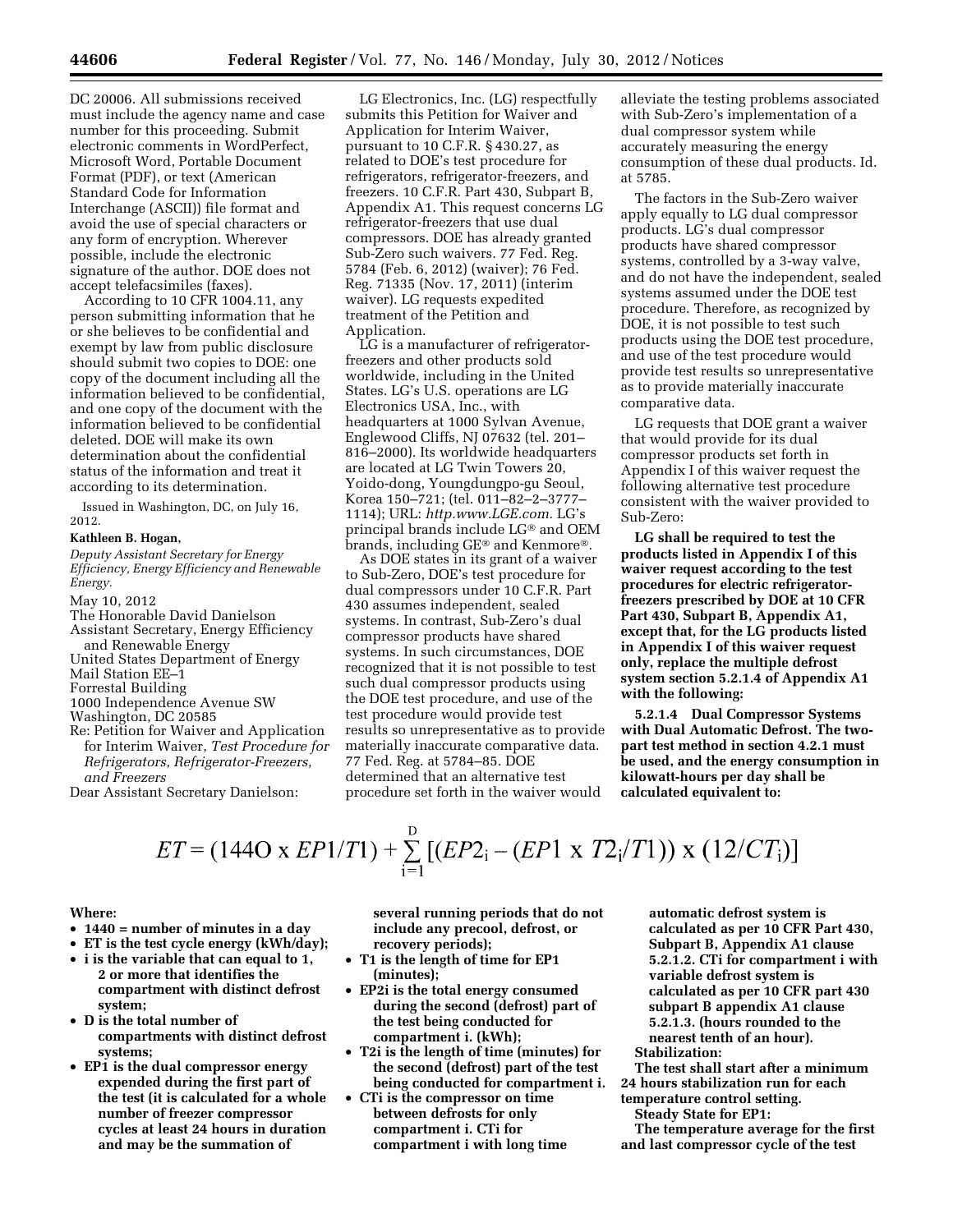DC 20006. All submissions received must include the agency name and case number for this proceeding. Submit electronic comments in WordPerfect, Microsoft Word, Portable Document Format (PDF), or text (American Standard Code for Information Interchange (ASCII)) file format and avoid the use of special characters or any form of encryption. Wherever possible, include the electronic signature of the author. DOE does not accept telefacsimiles (faxes).

According to 10 CFR 1004.11, any person submitting information that he or she believes to be confidential and exempt by law from public disclosure should submit two copies to DOE: one copy of the document including all the information believed to be confidential, and one copy of the document with the information believed to be confidential deleted. DOE will make its own determination about the confidential status of the information and treat it according to its determination.

Issued in Washington, DC, on July 16, 2012.

**Kathleen B. Hogan,**

*Deputy Assistant Secretary for Energy Efficiency, Energy Efficiency and Renewable Energy.*

May 10, 2012

The Honorable David Danielson
Assistant Secretary, Energy Efficiency and Renewable Energy
United States Department of Energy
Mail Station EE–1
Forrestal Building
1000 Independence Avenue SW
Washington, DC 20585

Re: Petition for Waiver and Application for Interim Waiver, *Test Procedure for Refrigerators, Refrigerator-Freezers, and Freezers*

Dear Assistant Secretary Danielson:

LG Electronics, Inc. (LG) respectfully submits this Petition for Waiver and Application for Interim Waiver, pursuant to 10 C.F.R. § 430.27, as related to DOE's test procedure for refrigerators, refrigerator-freezers, and freezers. 10 C.F.R. Part 430, Subpart B, Appendix A1. This request concerns LG refrigerator-freezers that use dual compressors. DOE has already granted Sub-Zero such waivers. 77 Fed. Reg. 5784 (Feb. 6, 2012) (waiver); 76 Fed. Reg. 71335 (Nov. 17, 2011) (interim waiver). LG requests expedited treatment of the Petition and Application.

LG is a manufacturer of refrigerator-freezers and other products sold worldwide, including in the United States. LG's U.S. operations are LG Electronics USA, Inc., with headquarters at 1000 Sylvan Avenue, Englewood Cliffs, NJ 07632 (tel. 201–816–2000). Its worldwide headquarters are located at LG Twin Towers 20, Yoido-dong, Youngdungpo-gu Seoul, Korea 150–721; (tel. 011–82–2–3777–1114); URL: *http.www.LGE.com.* LG's principal brands include LG® and OEM brands, including GE® and Kenmore®.

As DOE states in its grant of a waiver to Sub-Zero, DOE's test procedure for dual compressors under 10 C.F.R. Part 430 assumes independent, sealed systems. In contrast, Sub-Zero's dual compressor products have shared systems. In such circumstances, DOE recognized that it is not possible to test such dual compressor products using the DOE test procedure, and use of the test procedure would provide test results so unrepresentative as to provide materially inaccurate comparative data. 77 Fed. Reg. at 5784–85. DOE determined that an alternative test procedure set forth in the waiver would alleviate the testing problems associated with Sub-Zero's implementation of a dual compressor system while accurately measuring the energy consumption of these dual products. Id. at 5785.

The factors in the Sub-Zero waiver apply equally to LG dual compressor products. LG's dual compressor products have shared compressor systems, controlled by a 3-way valve, and do not have the independent, sealed systems assumed under the DOE test procedure. Therefore, as recognized by DOE, it is not possible to test such products using the DOE test procedure, and use of the test procedure would provide test results so unrepresentative as to provide materially inaccurate comparative data.

LG requests that DOE grant a waiver that would provide for its dual compressor products set forth in Appendix I of this waiver request the following alternative test procedure consistent with the waiver provided to Sub-Zero:

**LG shall be required to test the products listed in Appendix I of this waiver request according to the test procedures for electric refrigerator-freezers prescribed by DOE at 10 CFR Part 430, Subpart B, Appendix A1, except that, for the LG products listed in Appendix I of this waiver request only, replace the multiple defrost system section 5.2.1.4 of Appendix A1 with the following:**

**5.2.1.4 Dual Compressor Systems with Dual Automatic Defrost. The two-part test method in section 4.2.1 must be used, and the energy consumption in kilowatt-hours per day shall be calculated equivalent to:**

$$ET = (144O \text{ x } EP1/T1) + \sum_{i=1}^{D} [(EP2_i - (EP1 \text{ x } T2_i/T1)) \text{ x } (12/CT_i)]$$

**Where:**

- **1440 = number of minutes in a day**
- **ET is the test cycle energy (kWh/day);**
- **i is the variable that can equal to 1, 2 or more that identifies the compartment with distinct defrost system;**
- **D is the total number of compartments with distinct defrost systems;**
- **EP1 is the dual compressor energy expended during the first part of the test (it is calculated for a whole number of freezer compressor cycles at least 24 hours in duration and may be the summation of several running periods that do not include any precool, defrost, or recovery periods);**
- **T1 is the length of time for EP1 (minutes);**
- **EP2i is the total energy consumed during the second (defrost) part of the test being conducted for compartment i. (kWh);**
- **T2i is the length of time (minutes) for the second (defrost) part of the test being conducted for compartment i.**
- **CTi is the compressor on time between defrosts for only compartment i. CTi for compartment i with long time automatic defrost system is calculated as per 10 CFR Part 430, Subpart B, Appendix A1 clause 5.2.1.2. CTi for compartment i with variable defrost system is calculated as per 10 CFR part 430 subpart B appendix A1 clause 5.2.1.3. (hours rounded to the nearest tenth of an hour).**

**Stabilization:**

**The test shall start after a minimum 24 hours stabilization run for each temperature control setting.**

**Steady State for EP1:**

**The temperature average for the first and last compressor cycle of the test**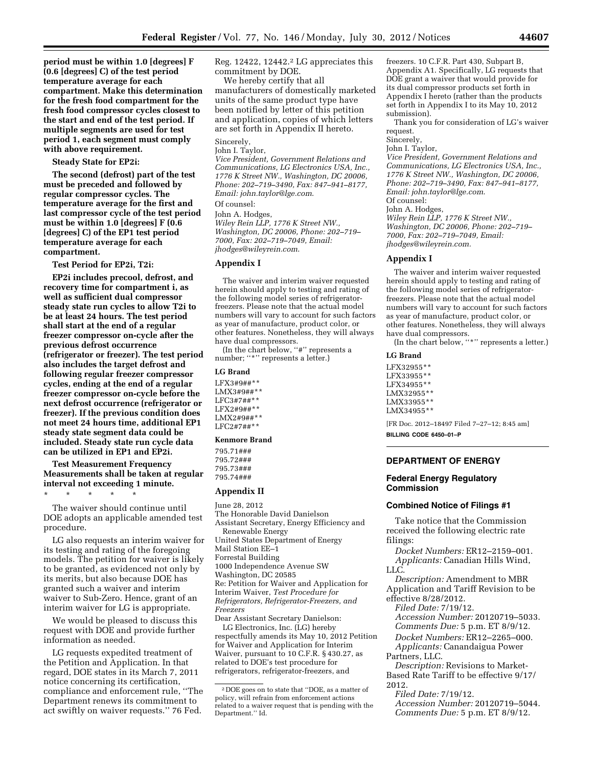**period must be within 1.0 [degrees] F (0.6 [degrees] C) of the test period temperature average for each compartment. Make this determination for the fresh food compartment for the fresh food compressor cycles closest to the start and end of the test period. If multiple segments are used for test period 1, each segment must comply with above requirement.**

**Steady State for EP2i:**

**The second (defrost) part of the test must be preceded and followed by regular compressor cycles. The temperature average for the first and last compressor cycle of the test period must be within 1.0 [degrees] F (0.6 [degrees] C) of the EP1 test period temperature average for each compartment.**

**Test Period for EP2i, T2i:**

**EP2i includes precool, defrost, and recovery time for compartment i, as well as sufficient dual compressor steady state run cycles to allow T2i to be at least 24 hours. The test period shall start at the end of a regular freezer compressor on-cycle after the previous defrost occurrence (refrigerator or freezer). The test period also includes the target defrost and following regular freezer compressor cycles, ending at the end of a regular freezer compressor on-cycle before the next defrost occurrence (refrigerator or freezer). If the previous condition does not meet 24 hours time, additional EP1 steady state segment data could be included. Steady state run cycle data can be utilized in EP1 and EP2i.**

**Test Measurement Frequency Measurements shall be taken at regular interval not exceeding 1 minute.**

\* \* \* \* \*

The waiver should continue until DOE adopts an applicable amended test procedure.

LG also requests an interim waiver for its testing and rating of the foregoing models. The petition for waiver is likely to be granted, as evidenced not only by its merits, but also because DOE has granted such a waiver and interim waiver to Sub-Zero. Hence, grant of an interim waiver for LG is appropriate.

We would be pleased to discuss this request with DOE and provide further information as needed.

LG requests expedited treatment of the Petition and Application. In that regard, DOE states in its March 7, 2011 notice concerning its certification, compliance and enforcement rule, ''The Department renews its commitment to act swiftly on waiver requests.'' 76 Fed. Reg. 12422, 12442.[2] LG appreciates this commitment by DOE.

We hereby certify that all manufacturers of domestically marketed units of the same product type have been notified by letter of this petition and application, copies of which letters are set forth in Appendix II hereto.

Sincerely,

John I. Taylor,

*Vice President, Government Relations and Communications, LG Electronics USA, Inc., 1776 K Street NW., Washington, DC 20006, Phone: 202–719–3490, Fax: 847–941–8177, Email: john.taylor@lge.com.*

Of counsel:

John A. Hodges,

*Wiley Rein LLP, 1776 K Street NW., Washington, DC 20006, Phone: 202–719–7000, Fax: 202–719–7049, Email: jhodges@wileyrein.com.*

## Appendix I

The waiver and interim waiver requested herein should apply to testing and rating of the following model series of refrigerator-freezers. Please note that the actual model numbers will vary to account for such factors as year of manufacture, product color, or other features. Nonetheless, they will always have dual compressors.

(In the chart below, ''#'' represents a number; ''*'' represents a letter.)

**LG Brand**

LFX3#9##**
LMX3#9##**
LFC3#7##**
LFX2#9##**
LMX2#9##**
LFC2#7##**

**Kenmore Brand**

795.71###
795.72###
795.73###
795.74###

## Appendix II

June 28, 2012

The Honorable David Danielson
Assistant Secretary, Energy Efficiency and Renewable Energy
United States Department of Energy
Mail Station EE–1
Forrestal Building
1000 Independence Avenue SW
Washington, DC 20585

Re: Petition for Waiver and Application for Interim Waiver, *Test Procedure for Refrigerators, Refrigerator-Freezers, and Freezers*

Dear Assistant Secretary Danielson:

LG Electronics, Inc. (LG) hereby respectfully amends its May 10, 2012 Petition for Waiver and Application for Interim Waiver, pursuant to 10 C.F.R. § 430.27, as related to DOE's test procedure for refrigerators, refrigerator-freezers, and freezers. 10 C.F.R. Part 430, Subpart B, Appendix A1. Specifically, LG requests that DOE grant a waiver that would provide for its dual compressor products set forth in Appendix I hereto (rather than the products set forth in Appendix I to its May 10, 2012 submission).

Thank you for consideration of LG's waiver request.

Sincerely,

John I. Taylor,

*Vice President, Government Relations and Communications, LG Electronics USA, Inc., 1776 K Street NW., Washington, DC 20006, Phone: 202–719–3490, Fax: 847–941–8177, Email: john.taylor@lge.com.*

Of counsel:

John A. Hodges,

*Wiley Rein LLP, 1776 K Street NW., Washington, DC 20006, Phone: 202–719–7000, Fax: 202–719–7049, Email: jhodges@wileyrein.com.*

## Appendix I

The waiver and interim waiver requested herein should apply to testing and rating of the following model series of refrigerator-freezers. Please note that the actual model numbers will vary to account for such factors as year of manufacture, product color, or other features. Nonetheless, they will always have dual compressors.

(In the chart below, ''*'' represents a letter.)

**LG Brand**

LFX32955**
LFX33955**
LFX34955**
LMX32955**
LMX33955**
LMX34955**

[FR Doc. 2012–18497 Filed 7–27–12; 8:45 am]

**BILLING CODE 6450–01–P**

---

[2] DOE goes on to state that ''DOE, as a matter of policy, will refrain from enforcement actions related to a waiver request that is pending with the Department.'' Id.

---

# DEPARTMENT OF ENERGY

## Federal Energy Regulatory Commission

### Combined Notice of Filings #1

Take notice that the Commission received the following electric rate filings:

*Docket Numbers:* ER12–2159–001.
*Applicants:* Canadian Hills Wind, LLC.
*Description:* Amendment to MBR Application and Tariff Revision to be effective 8/28/2012.
*Filed Date:* 7/19/12.
*Accession Number:* 20120719–5033.
*Comments Due:* 5 p.m. ET 8/9/12.

*Docket Numbers:* ER12–2265–000.
*Applicants:* Canandaigua Power Partners, LLC.
*Description:* Revisions to Market-Based Rate Tariff to be effective 9/17/2012.
*Filed Date:* 7/19/12.
*Accession Number:* 20120719–5044.
*Comments Due:* 5 p.m. ET 8/9/12.